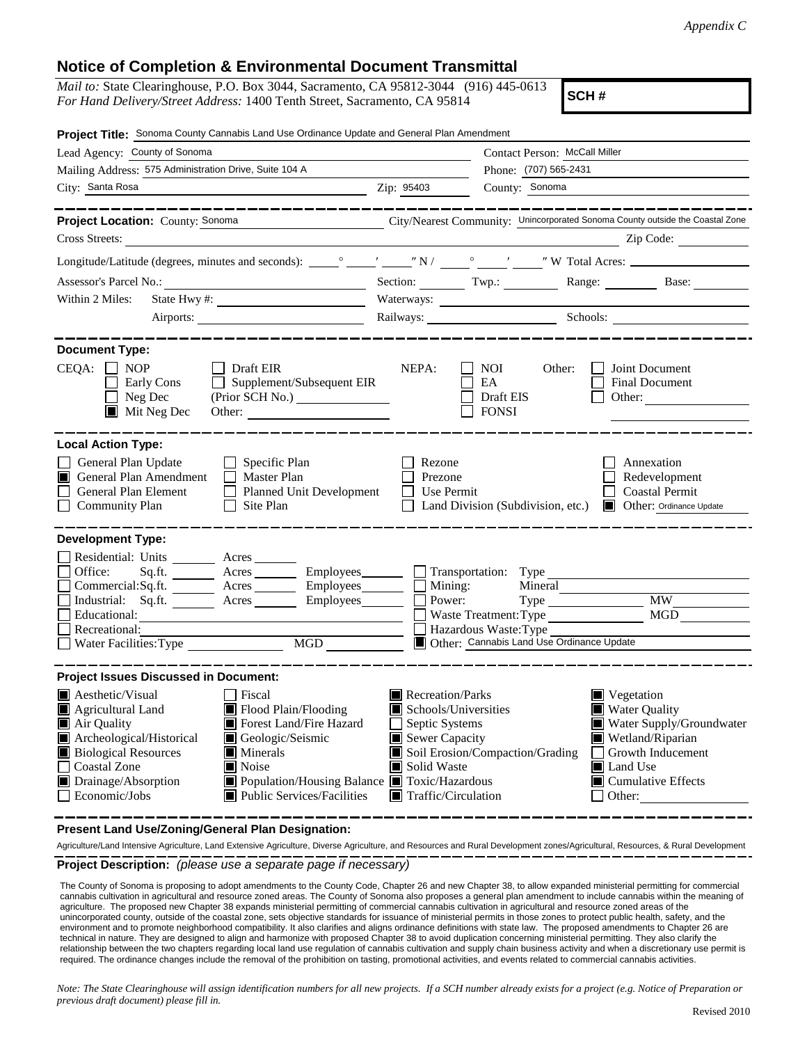*Appendix C*

# Notice of Completion & Environmental Document Transmittal

*Mail to:* State Clearinghouse, P.O. Box 3044, Sacramento, CA 95812-3044 (916) 445-0613
*For Hand Delivery/Street Address:* 1400 Tenth Street, Sacramento, CA 95814

**SCH #**

**Project Title:** Sonoma County Cannabis Land Use Ordinance Update and General Plan Amendment

Lead Agency: County of Sonoma
Contact Person: McCall Miller
Mailing Address: 575 Administration Drive, Suite 104 A
Phone: (707) 565-2431
City: Santa Rosa
Zip: 95403
County: Sonoma

---

**Project Location:** County: Sonoma
City/Nearest Community: Unincorporated Sonoma County outside the Coastal Zone
Cross Streets:
Zip Code:
Longitude/Latitude (degrees, minutes and seconds): ° ′ ″ N / ° ′ ″ W Total Acres:
Assessor's Parcel No.:
Section: Twp.: Range: Base:
Within 2 Miles: State Hwy #:
Waterways:
Airports:
Railways:
Schools:

---

**Document Type:**

CEQA:
- [ ] NOP
- [ ] Early Cons
- [ ] Neg Dec
- [x] Mit Neg Dec
- [ ] Draft EIR
- [ ] Supplement/Subsequent EIR (Prior SCH No.)
- Other:

NEPA:
- [ ] NOI
- [ ] EA
- [ ] Draft EIS
- [ ] FONSI

Other:
- [ ] Joint Document
- [ ] Final Document
- [ ] Other:

---

**Local Action Type:**

- [ ] General Plan Update
- [x] General Plan Amendment
- [ ] General Plan Element
- [ ] Community Plan
- [ ] Specific Plan
- [ ] Master Plan
- [ ] Planned Unit Development
- [ ] Site Plan
- [ ] Rezone
- [ ] Prezone
- [ ] Use Permit
- [ ] Land Division (Subdivision, etc.)
- [ ] Annexation
- [ ] Redevelopment
- [ ] Coastal Permit
- [x] Other: Ordinance Update

---

**Development Type:**

- [ ] Residential: Units Acres
- [ ] Office: Sq.ft. Acres Employees
- [ ] Commercial: Sq.ft. Acres Employees
- [ ] Industrial: Sq.ft. Acres Employees
- [ ] Educational:
- [ ] Recreational:
- [ ] Water Facilities: Type MGD
- [ ] Transportation: Type
- [ ] Mining: Mineral
- [ ] Power: Type MW
- [ ] Waste Treatment: Type MGD
- [ ] Hazardous Waste: Type
- [x] Other: Cannabis Land Use Ordinance Update

---

**Project Issues Discussed in Document:**

- [x] Aesthetic/Visual
- [x] Agricultural Land
- [x] Air Quality
- [x] Archeological/Historical
- [x] Biological Resources
- [ ] Coastal Zone
- [x] Drainage/Absorption
- [ ] Economic/Jobs
- [ ] Fiscal
- [x] Flood Plain/Flooding
- [x] Forest Land/Fire Hazard
- [x] Geologic/Seismic
- [x] Minerals
- [x] Noise
- [x] Population/Housing Balance
- [x] Public Services/Facilities
- [x] Recreation/Parks
- [x] Schools/Universities
- [ ] Septic Systems
- [x] Sewer Capacity
- [x] Soil Erosion/Compaction/Grading
- [x] Solid Waste
- [x] Toxic/Hazardous
- [x] Traffic/Circulation
- [x] Vegetation
- [x] Water Quality
- [x] Water Supply/Groundwater
- [x] Wetland/Riparian
- [ ] Growth Inducement
- [x] Land Use
- [x] Cumulative Effects
- [ ] Other:

---

**Present Land Use/Zoning/General Plan Designation:**

Agriculture/Land Intensive Agriculture, Land Extensive Agriculture, Diverse Agriculture, and Resources and Rural Development zones/Agricultural, Resources, & Rural Development

---

**Project Description:** *(please use a separate page if necessary)*

The County of Sonoma is proposing to adopt amendments to the County Code, Chapter 26 and new Chapter 38, to allow expanded ministerial permitting for commercial cannabis cultivation in agricultural and resource zoned areas. The County of Sonoma also proposes a general plan amendment to include cannabis within the meaning of agriculture. The proposed new Chapter 38 expands ministerial permitting of commercial cannabis cultivation in agricultural and resource zoned areas of the unincorporated county, outside of the coastal zone, sets objective standards for issuance of ministerial permits in those zones to protect public health, safety, and the environment and to promote neighborhood compatibility. It also clarifies and aligns ordinance definitions with state law. The proposed amendments to Chapter 26 are technical in nature. They are designed to align and harmonize with proposed Chapter 38 to avoid duplication concerning ministerial permitting. They also clarify the relationship between the two chapters regarding local land use regulation of cannabis cultivation and supply chain business activity and when a discretionary use permit is required. The ordinance changes include the removal of the prohibition on tasting, promotional activities, and events related to commercial cannabis activities.

*Note: The State Clearinghouse will assign identification numbers for all new projects. If a SCH number already exists for a project (e.g. Notice of Preparation or previous draft document) please fill in.*

Revised 2010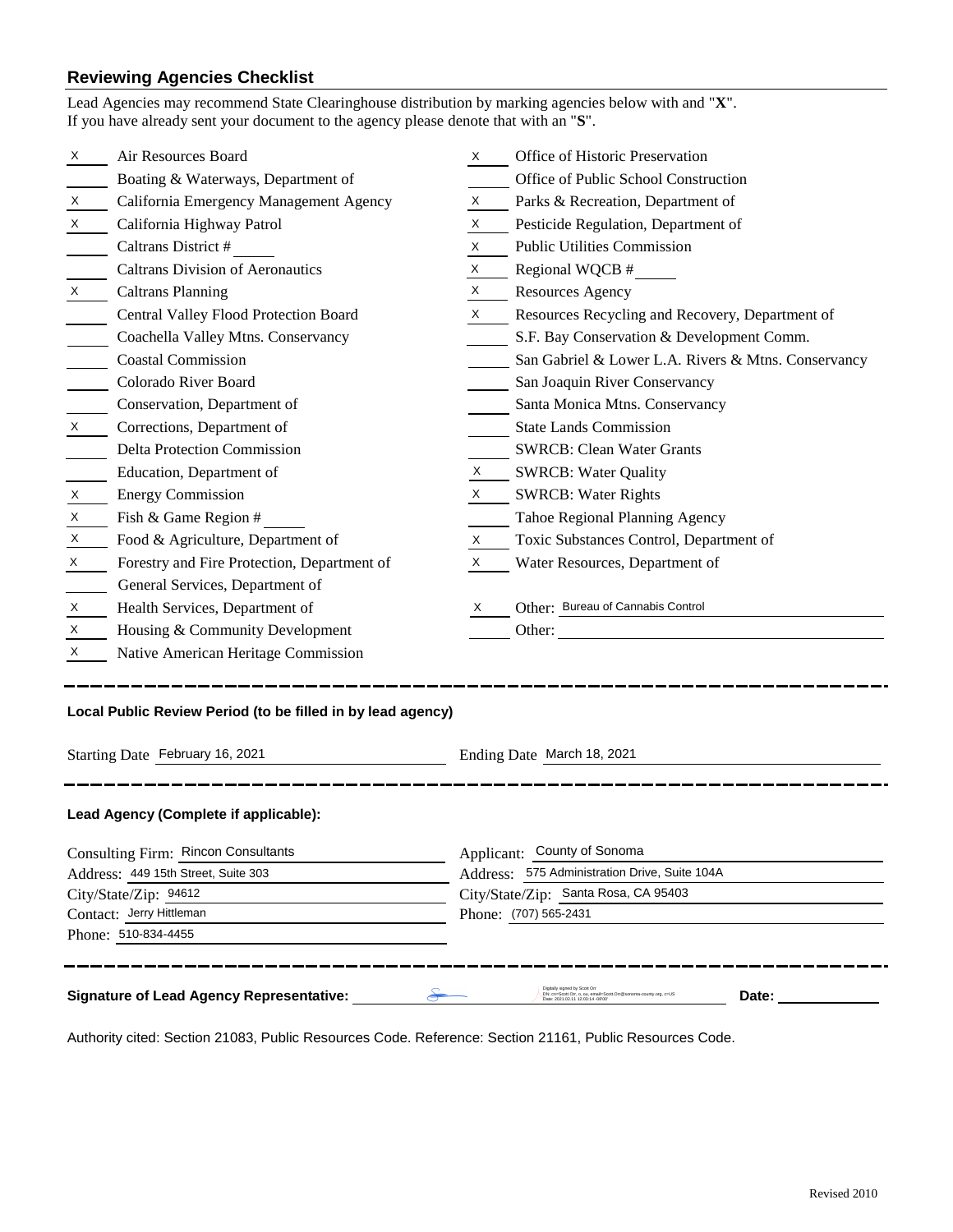## Reviewing Agencies Checklist

Lead Agencies may recommend State Clearinghouse distribution by marking agencies below with and "**X**".
If you have already sent your document to the agency please denote that with an "**S**".

| | | | |
|---|---|---|---|
| X | Air Resources Board | X | Office of Historic Preservation |
| | Boating & Waterways, Department of | | Office of Public School Construction |
| X | California Emergency Management Agency | X | Parks & Recreation, Department of |
| X | California Highway Patrol | X | Pesticide Regulation, Department of |
| | Caltrans District # | X | Public Utilities Commission |
| | Caltrans Division of Aeronautics | X | Regional WQCB # |
| X | Caltrans Planning | X | Resources Agency |
| | Central Valley Flood Protection Board | X | Resources Recycling and Recovery, Department of |
| | Coachella Valley Mtns. Conservancy | | S.F. Bay Conservation & Development Comm. |
| | Coastal Commission | | San Gabriel & Lower L.A. Rivers & Mtns. Conservancy |
| | Colorado River Board | | San Joaquin River Conservancy |
| | Conservation, Department of | | Santa Monica Mtns. Conservancy |
| X | Corrections, Department of | | State Lands Commission |
| | Delta Protection Commission | | SWRCB: Clean Water Grants |
| | Education, Department of | X | SWRCB: Water Quality |
| X | Energy Commission | X | SWRCB: Water Rights |
| X | Fish & Game Region # | | Tahoe Regional Planning Agency |
| X | Food & Agriculture, Department of | X | Toxic Substances Control, Department of |
| X | Forestry and Fire Protection, Department of | X | Water Resources, Department of |
| | General Services, Department of | | |
| X | Health Services, Department of | X | Other: Bureau of Cannabis Control |
| X | Housing & Community Development | | Other: |
| X | Native American Heritage Commission | | |

---

**Local Public Review Period (to be filled in by lead agency)**

Starting Date February 16, 2021 Ending Date March 18, 2021

---

**Lead Agency (Complete if applicable):**

| | |
|---|---|
| Consulting Firm: Rincon Consultants | Applicant: County of Sonoma |
| Address: 449 15th Street, Suite 303 | Address: 575 Administration Drive, Suite 104A |
| City/State/Zip: 94612 | City/State/Zip: Santa Rosa, CA 95403 |
| Contact: Jerry Hittleman | Phone: (707) 565-2431 |
| Phone: 510-834-4455 | |

---

**Signature of Lead Agency Representative:** Digitally signed by Scott Orr DN: cn=Scott Orr, o, ou, email=Scott.Orr@sonoma-county.org, c=US Date: 2021.02.11 12:03:14 -08'00' **Date:**

Authority cited: Section 21083, Public Resources Code. Reference: Section 21161, Public Resources Code.

Revised 2010